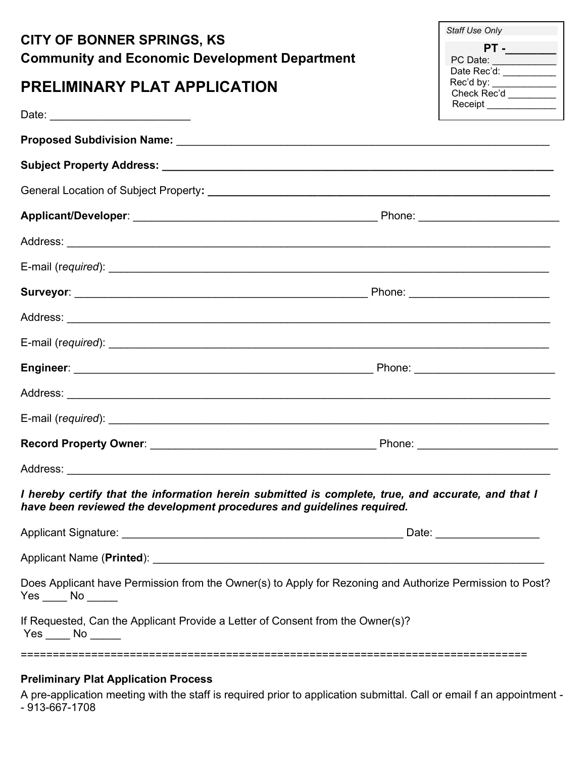**Staff Use Only**

**PT -\_\_\_\_\_\_\_\_**
PC Date: \_\_\_\_\_\_\_\_\_\_\_\_
Date Rec'd: \_\_\_\_\_\_\_\_\_\_
Rec'd by: \_\_\_\_\_\_\_\_\_\_\_\_
Check Rec'd \_\_\_\_\_\_\_\_\_
Receipt \_\_\_\_\_\_\_\_\_\_\_\_\_

**CITY OF BONNER SPRINGS, KS**
**Community and Economic Development Department**

# PRELIMINARY PLAT APPLICATION

Date: \_\_\_\_\_\_\_\_\_\_\_\_\_\_\_\_\_\_\_\_\_\_\_

**Proposed Subdivision Name:** \_\_\_\_\_\_\_\_\_\_\_\_\_\_\_\_\_\_\_\_\_\_\_\_\_\_\_\_\_\_\_\_\_\_\_\_\_\_\_\_\_\_\_\_\_\_\_\_\_\_\_\_\_\_\_\_\_\_\_\_

**Subject Property Address:** \_\_\_\_\_\_\_\_\_\_\_\_\_\_\_\_\_\_\_\_\_\_\_\_\_\_\_\_\_\_\_\_\_\_\_\_\_\_\_\_\_\_\_\_\_\_\_\_\_\_\_\_\_\_\_\_\_\_\_\_\_

General Location of Subject Property**:** \_\_\_\_\_\_\_\_\_\_\_\_\_\_\_\_\_\_\_\_\_\_\_\_\_\_\_\_\_\_\_\_\_\_\_\_\_\_\_\_\_\_\_\_\_\_\_\_\_\_\_\_\_\_\_

**Applicant/Developer**: \_\_\_\_\_\_\_\_\_\_\_\_\_\_\_\_\_\_\_\_\_\_\_\_\_\_\_\_\_\_\_\_\_\_\_\_\_\_\_\_\_ Phone: \_\_\_\_\_\_\_\_\_\_\_\_\_\_\_\_\_\_\_\_\_\_\_

Address: \_\_\_\_\_\_\_\_\_\_\_\_\_\_\_\_\_\_\_\_\_\_\_\_\_\_\_\_\_\_\_\_\_\_\_\_\_\_\_\_\_\_\_\_\_\_\_\_\_\_\_\_\_\_\_\_\_\_\_\_\_\_\_\_\_\_\_\_\_\_\_\_\_\_\_\_\_\_\_

E-mail (r*equired*): \_\_\_\_\_\_\_\_\_\_\_\_\_\_\_\_\_\_\_\_\_\_\_\_\_\_\_\_\_\_\_\_\_\_\_\_\_\_\_\_\_\_\_\_\_\_\_\_\_\_\_\_\_\_\_\_\_\_\_\_\_\_\_\_\_\_\_\_\_\_\_\_\_

**Surveyor**: \_\_\_\_\_\_\_\_\_\_\_\_\_\_\_\_\_\_\_\_\_\_\_\_\_\_\_\_\_\_\_\_\_\_\_\_\_\_\_\_\_\_\_\_\_\_\_\_\_\_ Phone: \_\_\_\_\_\_\_\_\_\_\_\_\_\_\_\_\_\_\_\_\_\_\_\_

Address: \_\_\_\_\_\_\_\_\_\_\_\_\_\_\_\_\_\_\_\_\_\_\_\_\_\_\_\_\_\_\_\_\_\_\_\_\_\_\_\_\_\_\_\_\_\_\_\_\_\_\_\_\_\_\_\_\_\_\_\_\_\_\_\_\_\_\_\_\_\_\_\_\_\_\_\_\_\_\_

E-mail (r*equired*): \_\_\_\_\_\_\_\_\_\_\_\_\_\_\_\_\_\_\_\_\_\_\_\_\_\_\_\_\_\_\_\_\_\_\_\_\_\_\_\_\_\_\_\_\_\_\_\_\_\_\_\_\_\_\_\_\_\_\_\_\_\_\_\_\_\_\_\_\_\_\_\_\_

**Engineer**: \_\_\_\_\_\_\_\_\_\_\_\_\_\_\_\_\_\_\_\_\_\_\_\_\_\_\_\_\_\_\_\_\_\_\_\_\_\_\_\_\_\_\_\_\_\_\_\_\_\_\_ Phone: \_\_\_\_\_\_\_\_\_\_\_\_\_\_\_\_\_\_\_\_\_\_\_\_

Address: \_\_\_\_\_\_\_\_\_\_\_\_\_\_\_\_\_\_\_\_\_\_\_\_\_\_\_\_\_\_\_\_\_\_\_\_\_\_\_\_\_\_\_\_\_\_\_\_\_\_\_\_\_\_\_\_\_\_\_\_\_\_\_\_\_\_\_\_\_\_\_\_\_\_\_\_\_\_\_

E-mail (r*equired*): \_\_\_\_\_\_\_\_\_\_\_\_\_\_\_\_\_\_\_\_\_\_\_\_\_\_\_\_\_\_\_\_\_\_\_\_\_\_\_\_\_\_\_\_\_\_\_\_\_\_\_\_\_\_\_\_\_\_\_\_\_\_\_\_\_\_\_\_\_\_\_\_\_

**Record Property Owner**: \_\_\_\_\_\_\_\_\_\_\_\_\_\_\_\_\_\_\_\_\_\_\_\_\_\_\_\_\_\_\_\_\_\_\_\_\_\_\_ Phone: \_\_\_\_\_\_\_\_\_\_\_\_\_\_\_\_\_\_\_\_\_\_\_

Address: \_\_\_\_\_\_\_\_\_\_\_\_\_\_\_\_\_\_\_\_\_\_\_\_\_\_\_\_\_\_\_\_\_\_\_\_\_\_\_\_\_\_\_\_\_\_\_\_\_\_\_\_\_\_\_\_\_\_\_\_\_\_\_\_\_\_\_\_\_\_\_\_\_\_\_\_\_\_\_

***I hereby certify that the information herein submitted is complete, true, and accurate, and that I have been reviewed the development procedures and guidelines required.***

Applicant Signature: \_\_\_\_\_\_\_\_\_\_\_\_\_\_\_\_\_\_\_\_\_\_\_\_\_\_\_\_\_\_\_\_\_\_\_\_\_\_\_\_\_\_\_\_\_\_ Date: \_\_\_\_\_\_\_\_\_\_\_\_\_\_\_\_\_

Applicant Name (**Printed**): \_\_\_\_\_\_\_\_\_\_\_\_\_\_\_\_\_\_\_\_\_\_\_\_\_\_\_\_\_\_\_\_\_\_\_\_\_\_\_\_\_\_\_\_\_\_\_\_\_\_\_\_\_\_\_\_\_\_\_\_\_\_\_\_

Does Applicant have Permission from the Owner(s) to Apply for Rezoning and Authorize Permission to Post?
Yes \_\_\_\_ No \_\_\_\_\_

If Requested, Can the Applicant Provide a Letter of Consent from the Owner(s)?
Yes \_\_\_\_ No \_\_\_\_\_

==============================================================================

**Preliminary Plat Application Process**

A pre-application meeting with the staff is required prior to application submittal. Call or email f an appointment -- 913-667-1708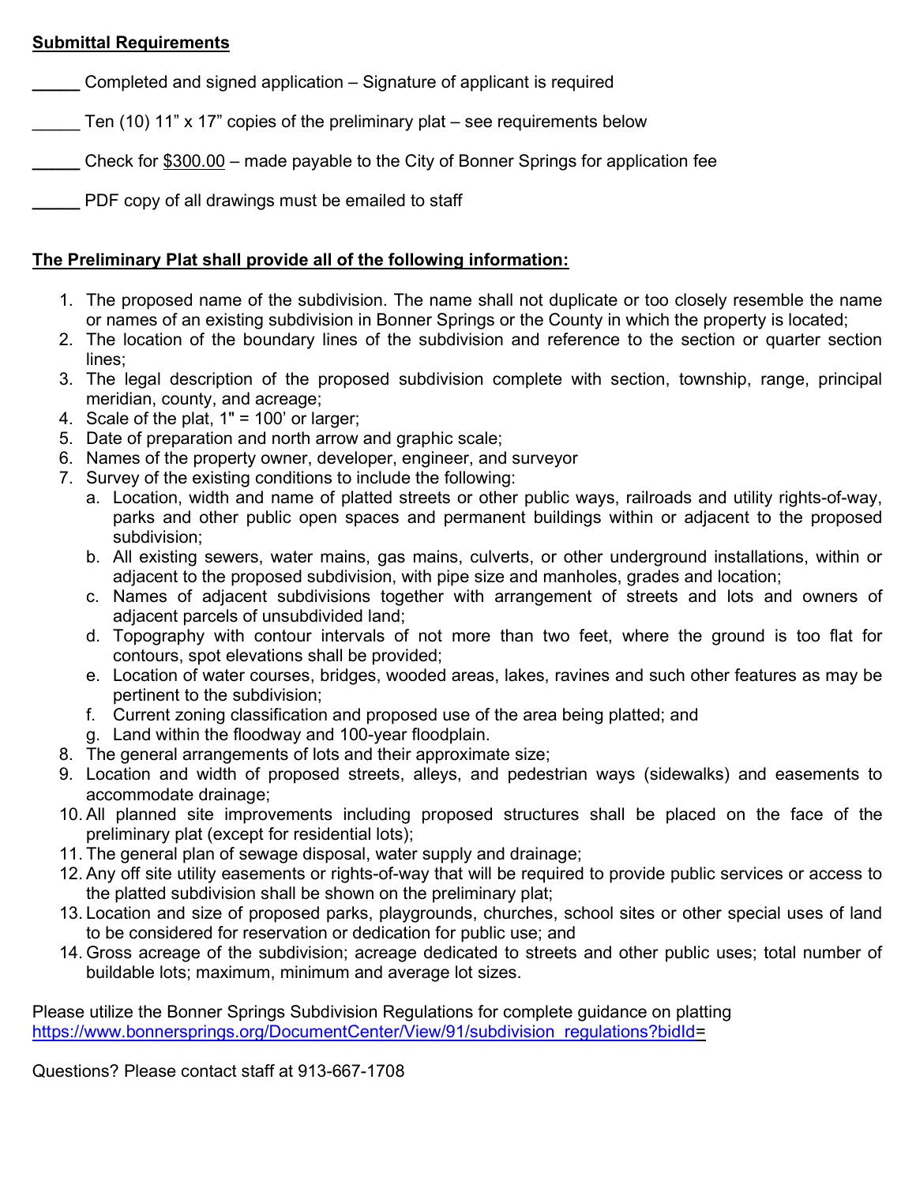**Submittal Requirements**

_____ Completed and signed application – Signature of applicant is required

_____ Ten (10) 11" x 17" copies of the preliminary plat – see requirements below

_____ Check for $300.00 – made payable to the City of Bonner Springs for application fee

_____ PDF copy of all drawings must be emailed to staff

**The Preliminary Plat shall provide all of the following information:**

1. The proposed name of the subdivision. The name shall not duplicate or too closely resemble the name or names of an existing subdivision in Bonner Springs or the County in which the property is located;
2. The location of the boundary lines of the subdivision and reference to the section or quarter section lines;
3. The legal description of the proposed subdivision complete with section, township, range, principal meridian, county, and acreage;
4. Scale of the plat, 1" = 100' or larger;
5. Date of preparation and north arrow and graphic scale;
6. Names of the property owner, developer, engineer, and surveyor
7. Survey of the existing conditions to include the following:
    a. Location, width and name of platted streets or other public ways, railroads and utility rights-of-way, parks and other public open spaces and permanent buildings within or adjacent to the proposed subdivision;
    b. All existing sewers, water mains, gas mains, culverts, or other underground installations, within or adjacent to the proposed subdivision, with pipe size and manholes, grades and location;
    c. Names of adjacent subdivisions together with arrangement of streets and lots and owners of adjacent parcels of unsubdivided land;
    d. Topography with contour intervals of not more than two feet, where the ground is too flat for contours, spot elevations shall be provided;
    e. Location of water courses, bridges, wooded areas, lakes, ravines and such other features as may be pertinent to the subdivision;
    f. Current zoning classification and proposed use of the area being platted; and
    g. Land within the floodway and 100-year floodplain.
8. The general arrangements of lots and their approximate size;
9. Location and width of proposed streets, alleys, and pedestrian ways (sidewalks) and easements to accommodate drainage;
10. All planned site improvements including proposed structures shall be placed on the face of the preliminary plat (except for residential lots);
11. The general plan of sewage disposal, water supply and drainage;
12. Any off site utility easements or rights-of-way that will be required to provide public services or access to the platted subdivision shall be shown on the preliminary plat;
13. Location and size of proposed parks, playgrounds, churches, school sites or other special uses of land to be considered for reservation or dedication for public use; and
14. Gross acreage of the subdivision; acreage dedicated to streets and other public uses; total number of buildable lots; maximum, minimum and average lot sizes.

Please utilize the Bonner Springs Subdivision Regulations for complete guidance on platting
https://www.bonnersprings.org/DocumentCenter/View/91/subdivision_regulations?bidId=

Questions? Please contact staff at 913-667-1708